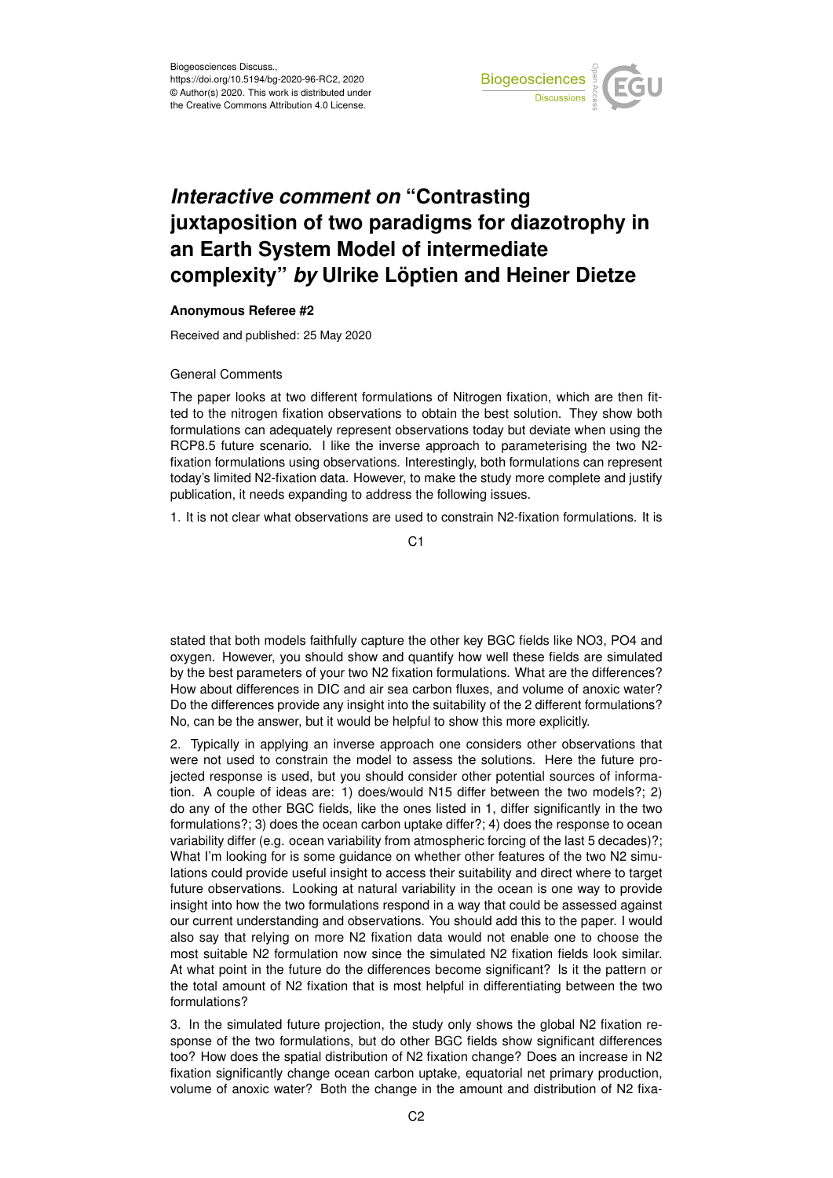# *Interactive comment on* "Contrasting juxtaposition of two paradigms for diazotrophy in an Earth System Model of intermediate complexity" *by* Ulrike Löptien and Heiner Dietze

**Anonymous Referee #2**

Received and published: 25 May 2020

General Comments

The paper looks at two different formulations of Nitrogen fixation, which are then fitted to the nitrogen fixation observations to obtain the best solution. They show both formulations can adequately represent observations today but deviate when using the RCP8.5 future scenario. I like the inverse approach to parameterising the two N2-fixation formulations using observations. Interestingly, both formulations can represent today's limited N2-fixation data. However, to make the study more complete and justify publication, it needs expanding to address the following issues.

1. It is not clear what observations are used to constrain N2-fixation formulations. It is stated that both models faithfully capture the other key BGC fields like NO3, PO4 and oxygen. However, you should show and quantify how well these fields are simulated by the best parameters of your two N2 fixation formulations. What are the differences? How about differences in DIC and air sea carbon fluxes, and volume of anoxic water? Do the differences provide any insight into the suitability of the 2 different formulations? No, can be the answer, but it would be helpful to show this more explicitly.

2. Typically in applying an inverse approach one considers other observations that were not used to constrain the model to assess the solutions. Here the future projected response is used, but you should consider other potential sources of information. A couple of ideas are: 1) does/would N15 differ between the two models?; 2) do any of the other BGC fields, like the ones listed in 1, differ significantly in the two formulations?; 3) does the ocean carbon uptake differ?; 4) does the response to ocean variability differ (e.g. ocean variability from atmospheric forcing of the last 5 decades)?; What I'm looking for is some guidance on whether other features of the two N2 simulations could provide useful insight to access their suitability and direct where to target future observations. Looking at natural variability in the ocean is one way to provide insight into how the two formulations respond in a way that could be assessed against our current understanding and observations. You should add this to the paper. I would also say that relying on more N2 fixation data would not enable one to choose the most suitable N2 formulation now since the simulated N2 fixation fields look similar. At what point in the future do the differences become significant? Is it the pattern or the total amount of N2 fixation that is most helpful in differentiating between the two formulations?

3. In the simulated future projection, the study only shows the global N2 fixation response of the two formulations, but do other BGC fields show significant differences too? How does the spatial distribution of N2 fixation change? Does an increase in N2 fixation significantly change ocean carbon uptake, equatorial net primary production, volume of anoxic water? Both the change in the amount and distribution of N2 fixa-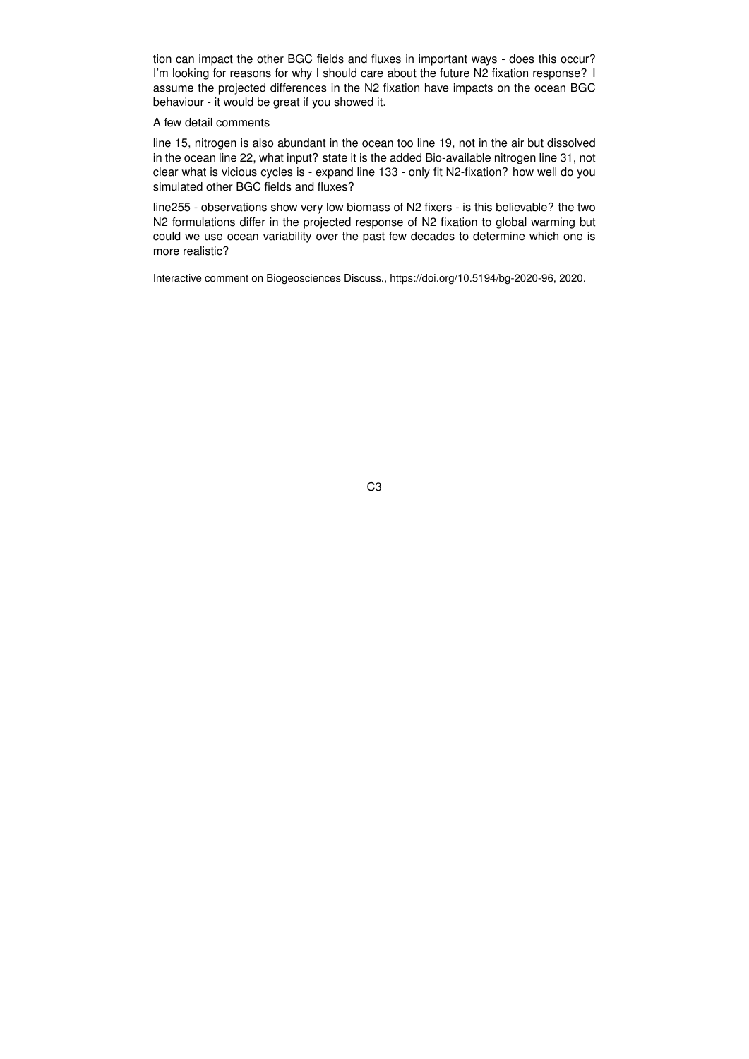tion can impact the other BGC fields and fluxes in important ways - does this occur? I'm looking for reasons for why I should care about the future N2 fixation response? I assume the projected differences in the N2 fixation have impacts on the ocean BGC behaviour - it would be great if you showed it.

A few detail comments

line 15, nitrogen is also abundant in the ocean too line 19, not in the air but dissolved in the ocean line 22, what input? state it is the added Bio-available nitrogen line 31, not clear what is vicious cycles is - expand line 133 - only fit N2-fixation? how well do you simulated other BGC fields and fluxes?

line255 - observations show very low biomass of N2 fixers - is this believable? the two N2 formulations differ in the projected response of N2 fixation to global warming but could we use ocean variability over the past few decades to determine which one is more realistic?

---

Interactive comment on Biogeosciences Discuss., https://doi.org/10.5194/bg-2020-96, 2020.